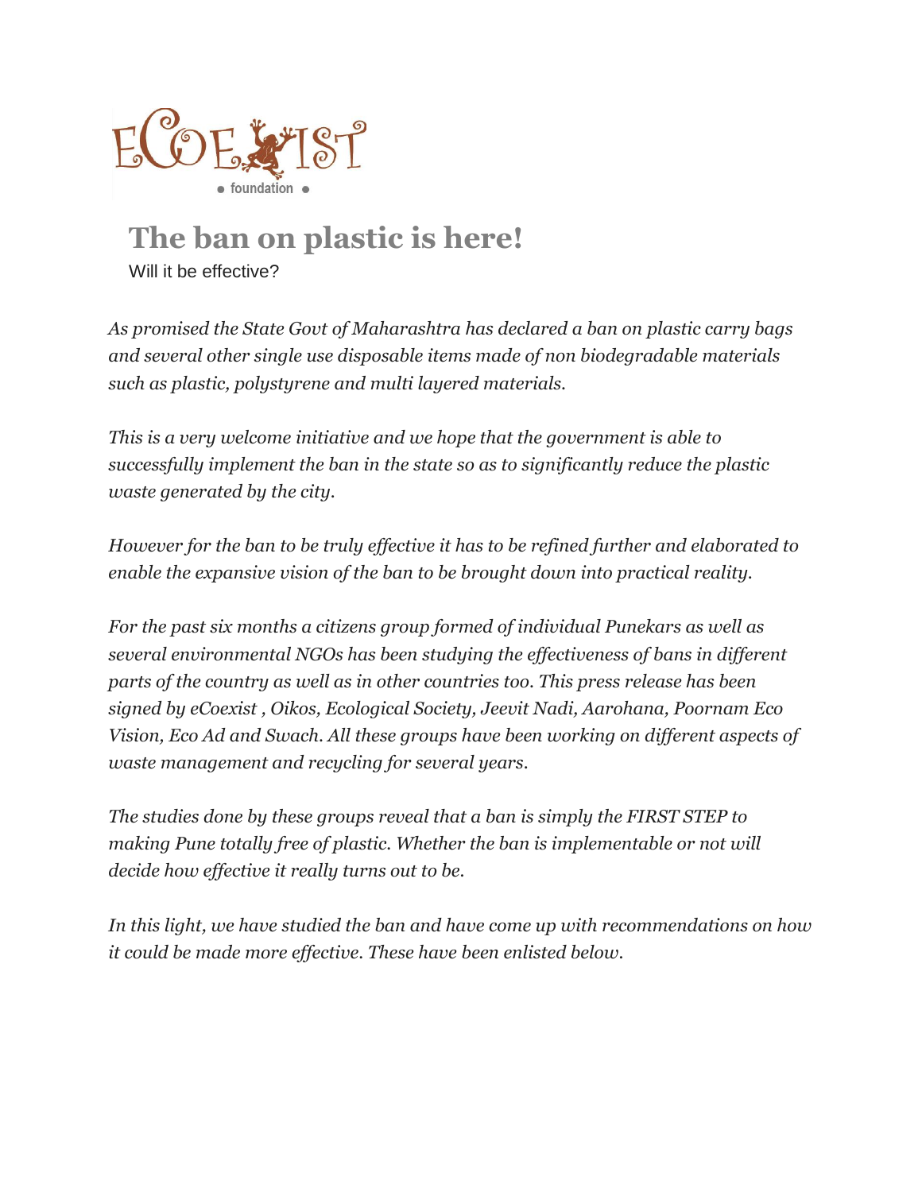eCoexist foundation

# The ban on plastic is here!

Will it be effective?

*As promised the State Govt of Maharashtra has declared a ban on plastic carry bags and several other single use disposable items made of non biodegradable materials such as plastic, polystyrene and multi layered materials.*

*This is a very welcome initiative and we hope that the government is able to successfully implement the ban in the state so as to significantly reduce the plastic waste generated by the city.*

*However for the ban to be truly effective it has to be refined further and elaborated to enable the expansive vision of the ban to be brought down into practical reality.*

*For the past six months a citizens group formed of individual Punekars as well as several environmental NGOs has been studying the effectiveness of bans in different parts of the country as well as in other countries too. This press release has been signed by eCoexist , Oikos, Ecological Society, Jeevit Nadi, Aarohana, Poornam Eco Vision, Eco Ad and Swach. All these groups have been working on different aspects of waste management and recycling for several years.*

*The studies done by these groups reveal that a ban is simply the FIRST STEP to making Pune totally free of plastic. Whether the ban is implementable or not will decide how effective it really turns out to be.*

*In this light, we have studied the ban and have come up with recommendations on how it could be made more effective. These have been enlisted below.*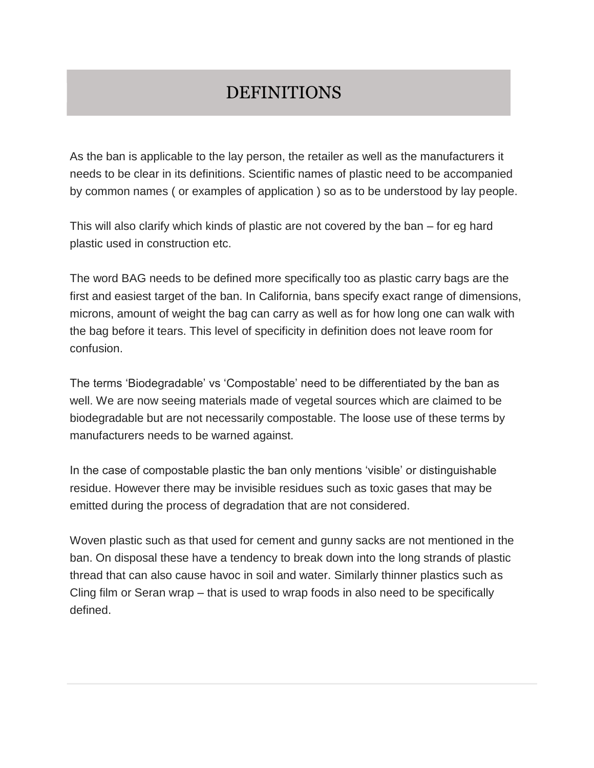# DEFINITIONS

As the ban is applicable to the lay person, the retailer as well as the manufacturers it needs to be clear in its definitions. Scientific names of plastic need to be accompanied by common names ( or examples of application ) so as to be understood by lay people.

This will also clarify which kinds of plastic are not covered by the ban – for eg hard plastic used in construction etc.

The word BAG needs to be defined more specifically too as plastic carry bags are the first and easiest target of the ban. In California, bans specify exact range of dimensions, microns, amount of weight the bag can carry as well as for how long one can walk with the bag before it tears. This level of specificity in definition does not leave room for confusion.

The terms 'Biodegradable' vs 'Compostable' need to be differentiated by the ban as well. We are now seeing materials made of vegetal sources which are claimed to be biodegradable but are not necessarily compostable. The loose use of these terms by manufacturers needs to be warned against.

In the case of compostable plastic the ban only mentions 'visible' or distinguishable residue. However there may be invisible residues such as toxic gases that may be emitted during the process of degradation that are not considered.

Woven plastic such as that used for cement and gunny sacks are not mentioned in the ban. On disposal these have a tendency to break down into the long strands of plastic thread that can also cause havoc in soil and water. Similarly thinner plastics such as Cling film or Seran wrap – that is used to wrap foods in also need to be specifically defined.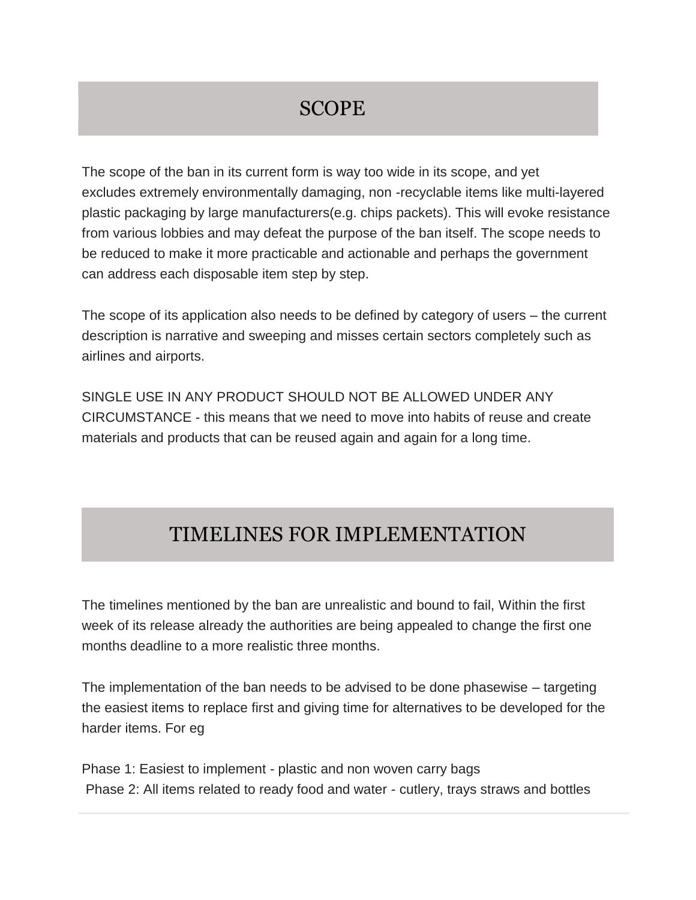## SCOPE

The scope of the ban in its current form is way too wide in its scope, and yet excludes extremely environmentally damaging, non -recyclable items like multi-layered plastic packaging by large manufacturers(e.g. chips packets). This will evoke resistance from various lobbies and may defeat the purpose of the ban itself. The scope needs to be reduced to make it more practicable and actionable and perhaps the government can address each disposable item step by step.

The scope of its application also needs to be defined by category of users – the current description is narrative and sweeping and misses certain sectors completely such as airlines and airports.

SINGLE USE IN ANY PRODUCT SHOULD NOT BE ALLOWED UNDER ANY CIRCUMSTANCE - this means that we need to move into habits of reuse and create materials and products that can be reused again and again for a long time.

## TIMELINES FOR IMPLEMENTATION

The timelines mentioned by the ban are unrealistic and bound to fail, Within the first week of its release already the authorities are being appealed to change the first one months deadline to a more realistic three months.

The implementation of the ban needs to be advised to be done phasewise – targeting the easiest items to replace first and giving time for alternatives to be developed for the harder items. For eg

Phase 1: Easiest to implement - plastic and non woven carry bags
Phase 2: All items related to ready food and water - cutlery, trays straws and bottles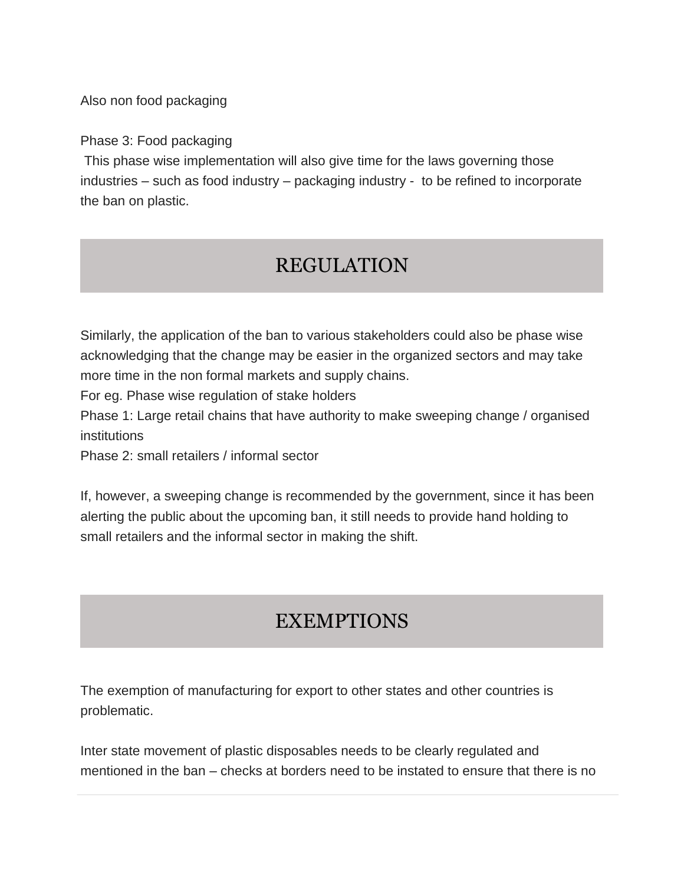Also non food packaging

Phase 3: Food packaging
This phase wise implementation will also give time for the laws governing those industries – such as food industry – packaging industry - to be refined to incorporate the ban on plastic.

## REGULATION

Similarly, the application of the ban to various stakeholders could also be phase wise acknowledging that the change may be easier in the organized sectors and may take more time in the non formal markets and supply chains.
For eg. Phase wise regulation of stake holders
Phase 1: Large retail chains that have authority to make sweeping change / organised institutions
Phase 2: small retailers / informal sector

If, however, a sweeping change is recommended by the government, since it has been alerting the public about the upcoming ban, it still needs to provide hand holding to small retailers and the informal sector in making the shift.

## EXEMPTIONS

The exemption of manufacturing for export to other states and other countries is problematic.

Inter state movement of plastic disposables needs to be clearly regulated and mentioned in the ban – checks at borders need to be instated to ensure that there is no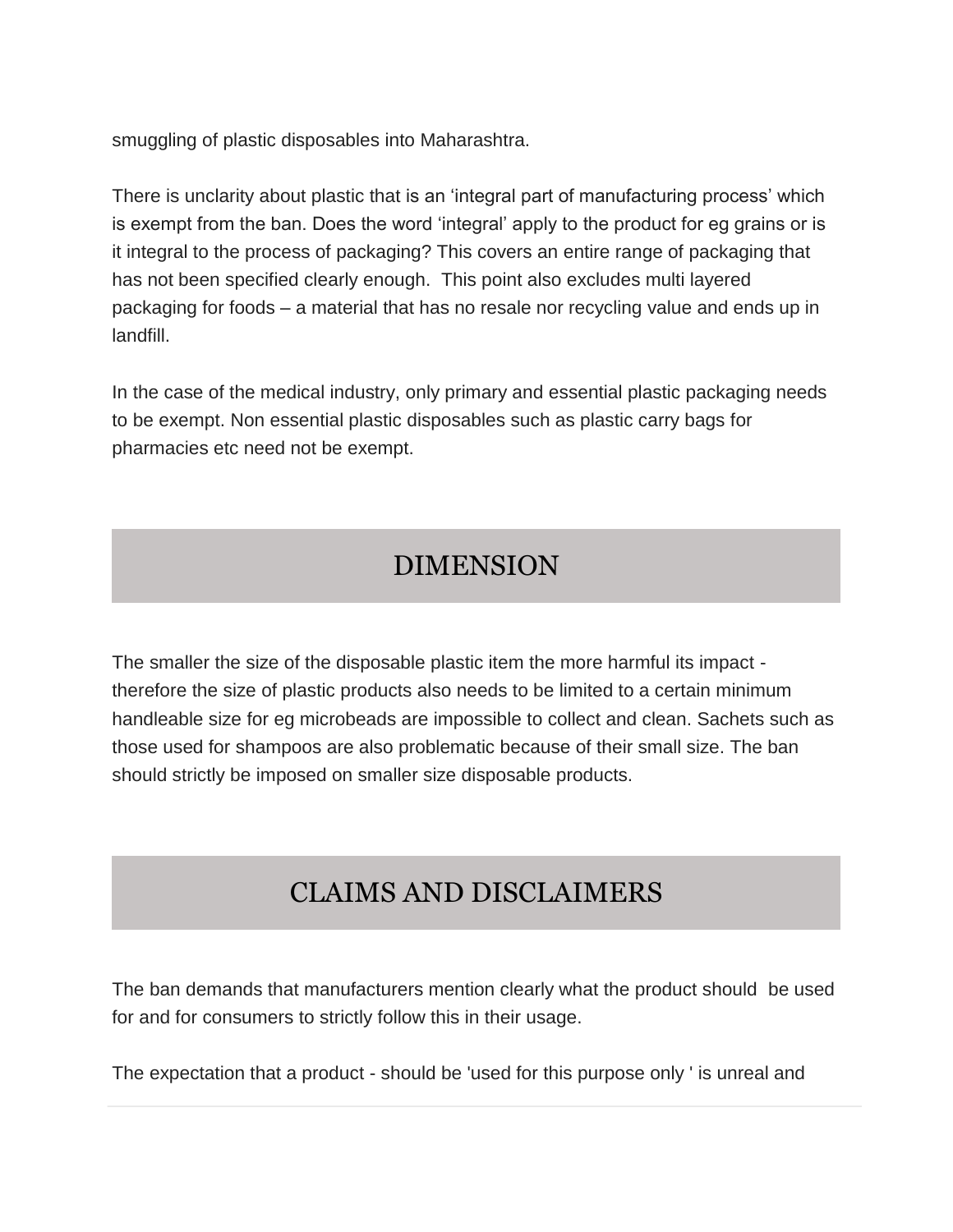smuggling of plastic disposables into Maharashtra.

There is unclarity about plastic that is an 'integral part of manufacturing process' which is exempt from the ban. Does the word 'integral' apply to the product for eg grains or is it integral to the process of packaging? This covers an entire range of packaging that has not been specified clearly enough.  This point also excludes multi layered packaging for foods – a material that has no resale nor recycling value and ends up in landfill.

In the case of the medical industry, only primary and essential plastic packaging needs to be exempt. Non essential plastic disposables such as plastic carry bags for pharmacies etc need not be exempt.

## DIMENSION

The smaller the size of the disposable plastic item the more harmful its impact - therefore the size of plastic products also needs to be limited to a certain minimum handleable size for eg microbeads are impossible to collect and clean. Sachets such as those used for shampoos are also problematic because of their small size. The ban should strictly be imposed on smaller size disposable products.

## CLAIMS AND DISCLAIMERS

The ban demands that manufacturers mention clearly what the product should  be used for and for consumers to strictly follow this in their usage.

The expectation that a product - should be 'used for this purpose only ' is unreal and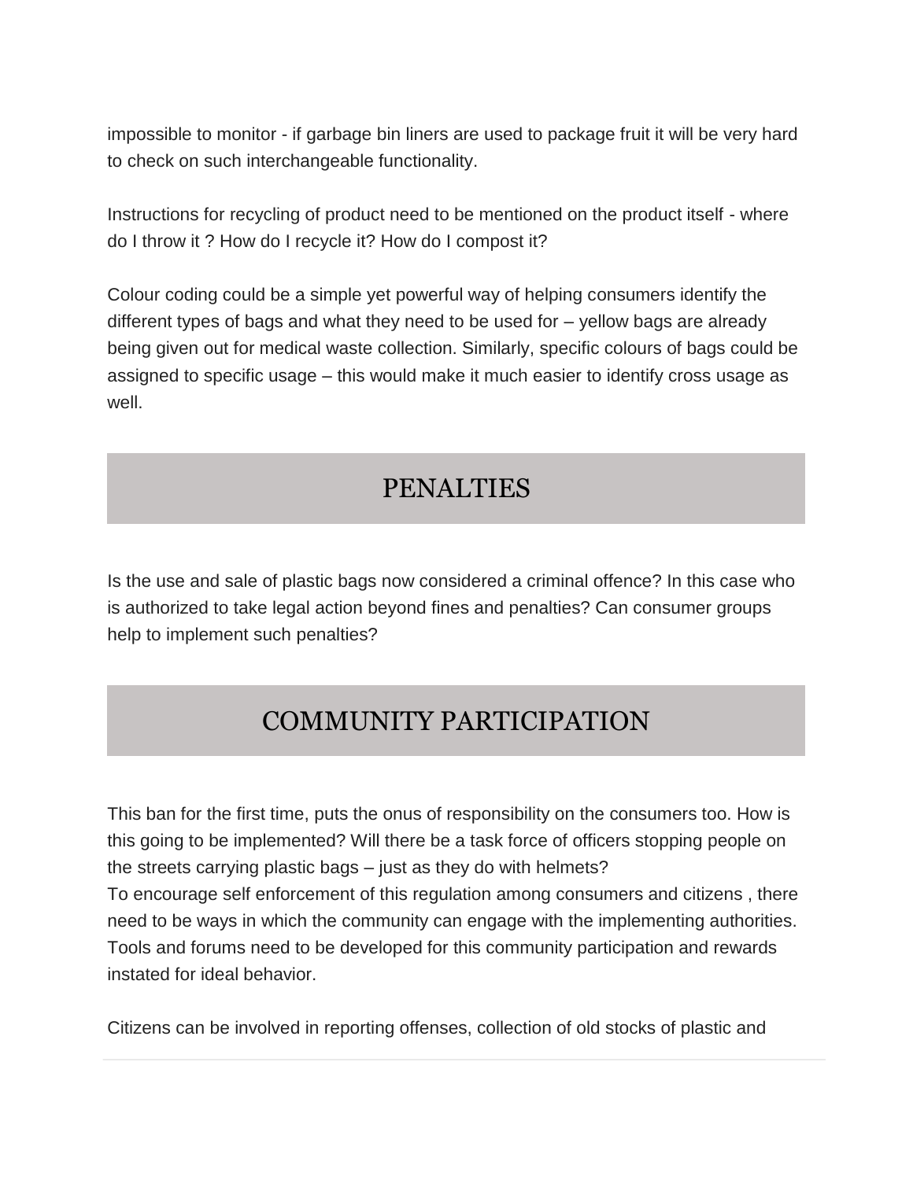impossible to monitor - if garbage bin liners are used to package fruit it will be very hard to check on such interchangeable functionality.

Instructions for recycling of product need to be mentioned on the product itself - where do I throw it ? How do I recycle it? How do I compost it?

Colour coding could be a simple yet powerful way of helping consumers identify the different types of bags and what they need to be used for – yellow bags are already being given out for medical waste collection. Similarly, specific colours of bags could be assigned to specific usage – this would make it much easier to identify cross usage as well.

## PENALTIES

Is the use and sale of plastic bags now considered a criminal offence? In this case who is authorized to take legal action beyond fines and penalties? Can consumer groups help to implement such penalties?

## COMMUNITY PARTICIPATION

This ban for the first time, puts the onus of responsibility on the consumers too. How is this going to be implemented? Will there be a task force of officers stopping people on the streets carrying plastic bags – just as they do with helmets?
To encourage self enforcement of this regulation among consumers and citizens , there need to be ways in which the community can engage with the implementing authorities. Tools and forums need to be developed for this community participation and rewards instated for ideal behavior.

Citizens can be involved in reporting offenses, collection of old stocks of plastic and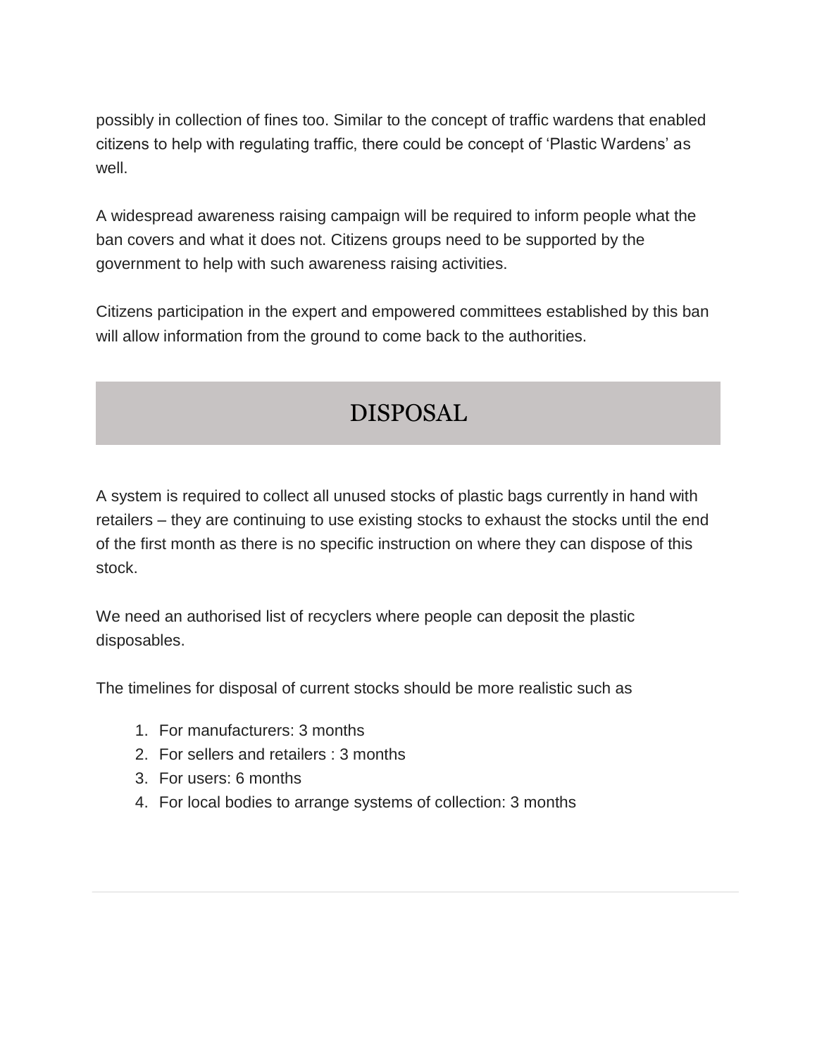possibly in collection of fines too. Similar to the concept of traffic wardens that enabled citizens to help with regulating traffic, there could be concept of 'Plastic Wardens' as well.

A widespread awareness raising campaign will be required to inform people what the ban covers and what it does not. Citizens groups need to be supported by the government to help with such awareness raising activities.

Citizens participation in the expert and empowered committees established by this ban will allow information from the ground to come back to the authorities.

## DISPOSAL

A system is required to collect all unused stocks of plastic bags currently in hand with retailers – they are continuing to use existing stocks to exhaust the stocks until the end of the first month as there is no specific instruction on where they can dispose of this stock.

We need an authorised list of recyclers where people can deposit the plastic disposables.

The timelines for disposal of current stocks should be more realistic such as

1. For manufacturers: 3 months
2. For sellers and retailers : 3 months
3. For users: 6 months
4. For local bodies to arrange systems of collection: 3 months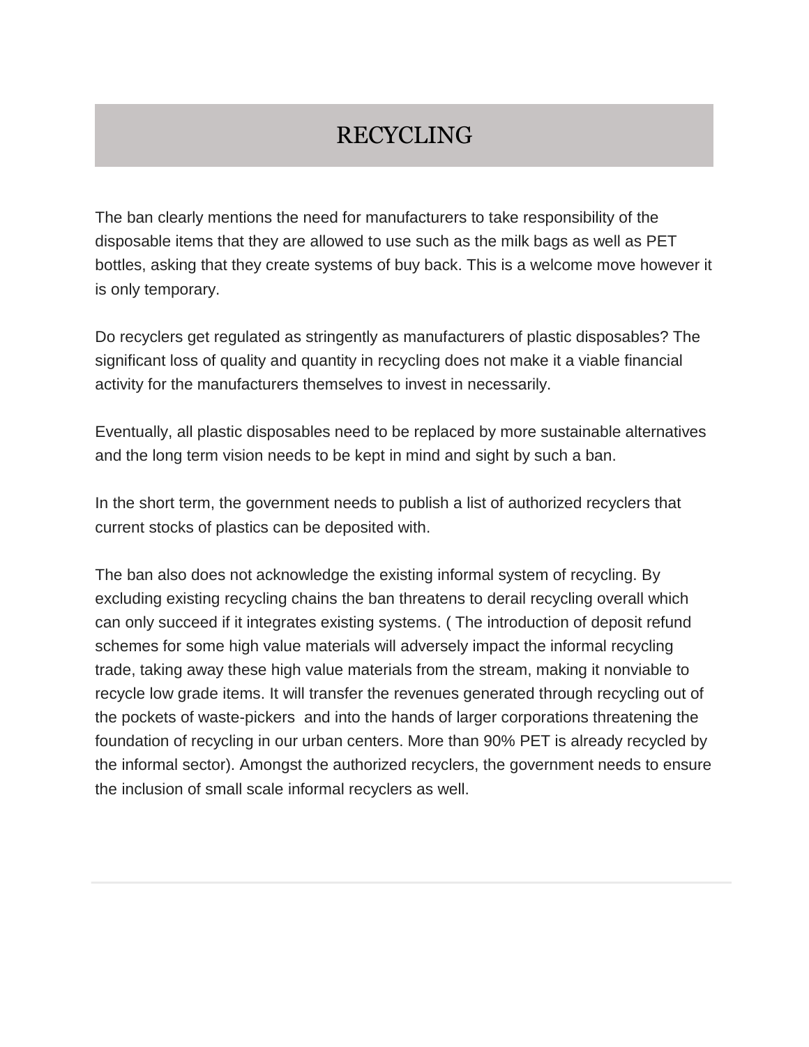# RECYCLING

The ban clearly mentions the need for manufacturers to take responsibility of the disposable items that they are allowed to use such as the milk bags as well as PET bottles, asking that they create systems of buy back. This is a welcome move however it is only temporary.

Do recyclers get regulated as stringently as manufacturers of plastic disposables? The significant loss of quality and quantity in recycling does not make it a viable financial activity for the manufacturers themselves to invest in necessarily.

Eventually, all plastic disposables need to be replaced by more sustainable alternatives and the long term vision needs to be kept in mind and sight by such a ban.

In the short term, the government needs to publish a list of authorized recyclers that current stocks of plastics can be deposited with.

The ban also does not acknowledge the existing informal system of recycling. By excluding existing recycling chains the ban threatens to derail recycling overall which can only succeed if it integrates existing systems. ( The introduction of deposit refund schemes for some high value materials will adversely impact the informal recycling trade, taking away these high value materials from the stream, making it nonviable to recycle low grade items. It will transfer the revenues generated through recycling out of the pockets of waste-pickers and into the hands of larger corporations threatening the foundation of recycling in our urban centers. More than 90% PET is already recycled by the informal sector). Amongst the authorized recyclers, the government needs to ensure the inclusion of small scale informal recyclers as well.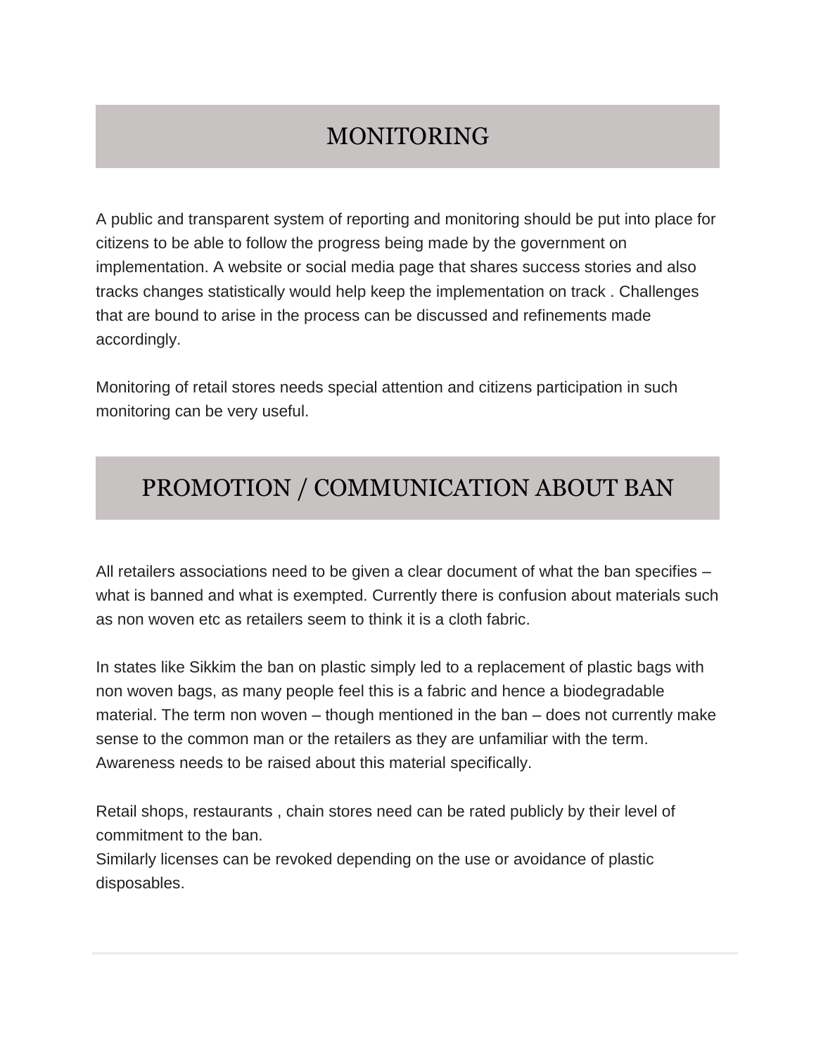## MONITORING

A public and transparent system of reporting and monitoring should be put into place for citizens to be able to follow the progress being made by the government on implementation. A website or social media page that shares success stories and also tracks changes statistically would help keep the implementation on track . Challenges that are bound to arise in the process can be discussed and refinements made accordingly.

Monitoring of retail stores needs special attention and citizens participation in such monitoring can be very useful.

## PROMOTION / COMMUNICATION ABOUT BAN

All retailers associations need to be given a clear document of what the ban specifies – what is banned and what is exempted. Currently there is confusion about materials such as non woven etc as retailers seem to think it is a cloth fabric.

In states like Sikkim the ban on plastic simply led to a replacement of plastic bags with non woven bags, as many people feel this is a fabric and hence a biodegradable material. The term non woven – though mentioned in the ban – does not currently make sense to the common man or the retailers as they are unfamiliar with the term. Awareness needs to be raised about this material specifically.

Retail shops, restaurants , chain stores need can be rated publicly by their level of commitment to the ban.
Similarly licenses can be revoked depending on the use or avoidance of plastic disposables.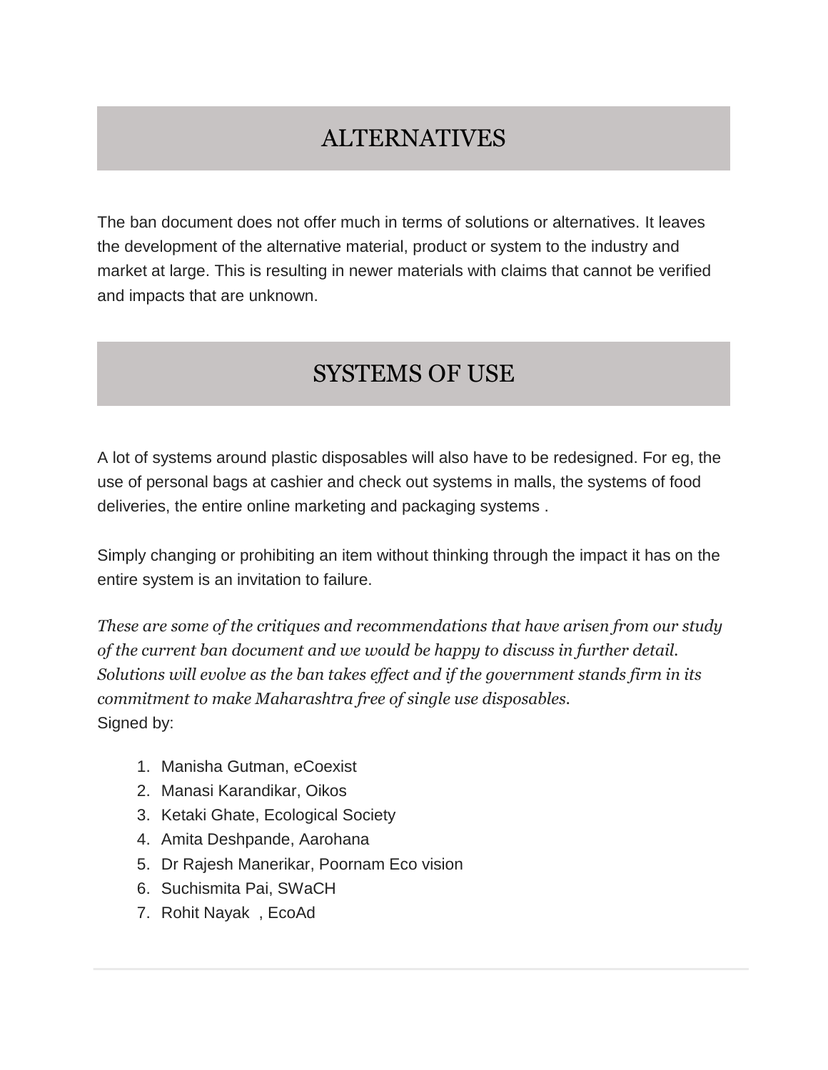## ALTERNATIVES

The ban document does not offer much in terms of solutions or alternatives. It leaves the development of the alternative material, product or system to the industry and market at large. This is resulting in newer materials with claims that cannot be verified and impacts that are unknown.

## SYSTEMS OF USE

A lot of systems around plastic disposables will also have to be redesigned. For eg, the use of personal bags at cashier and check out systems in malls, the systems of food deliveries, the entire online marketing and packaging systems .

Simply changing or prohibiting an item without thinking through the impact it has on the entire system is an invitation to failure.

*These are some of the critiques and recommendations that have arisen from our study of the current ban document and we would be happy to discuss in further detail. Solutions will evolve as the ban takes effect and if the government stands firm in its commitment to make Maharashtra free of single use disposables.*
Signed by:

1. Manisha Gutman, eCoexist
2. Manasi Karandikar, Oikos
3. Ketaki Ghate, Ecological Society
4. Amita Deshpande, Aarohana
5. Dr Rajesh Manerikar, Poornam Eco vision
6. Suchismita Pai, SWaCH
7. Rohit Nayak , EcoAd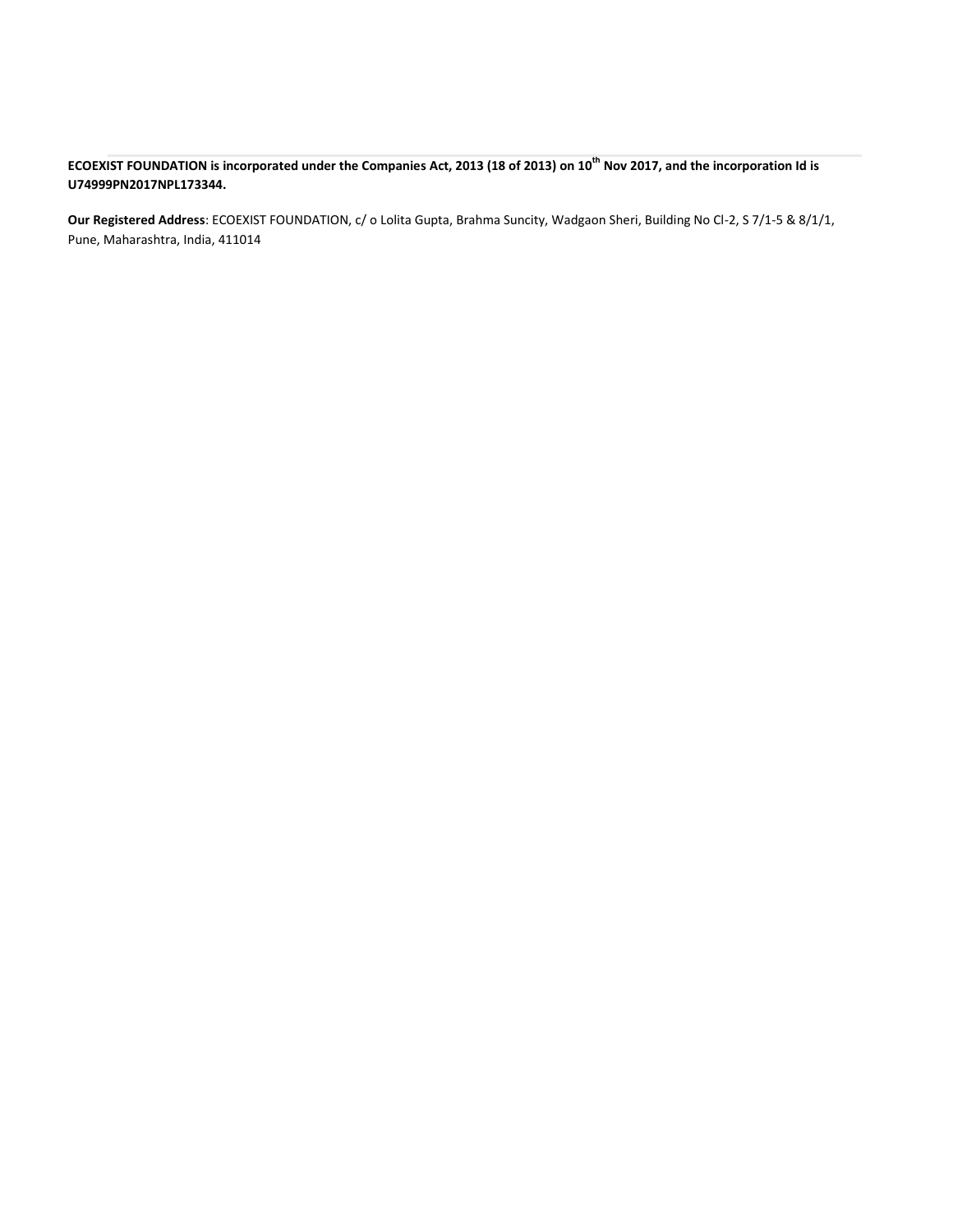**ECOEXIST FOUNDATION is incorporated under the Companies Act, 2013 (18 of 2013) on 10th Nov 2017, and the incorporation Id is U74999PN2017NPL173344.**

**Our Registered Address**: ECOEXIST FOUNDATION, c/ o Lolita Gupta, Brahma Suncity, Wadgaon Sheri, Building No Cl-2, S 7/1-5 & 8/1/1, Pune, Maharashtra, India, 411014